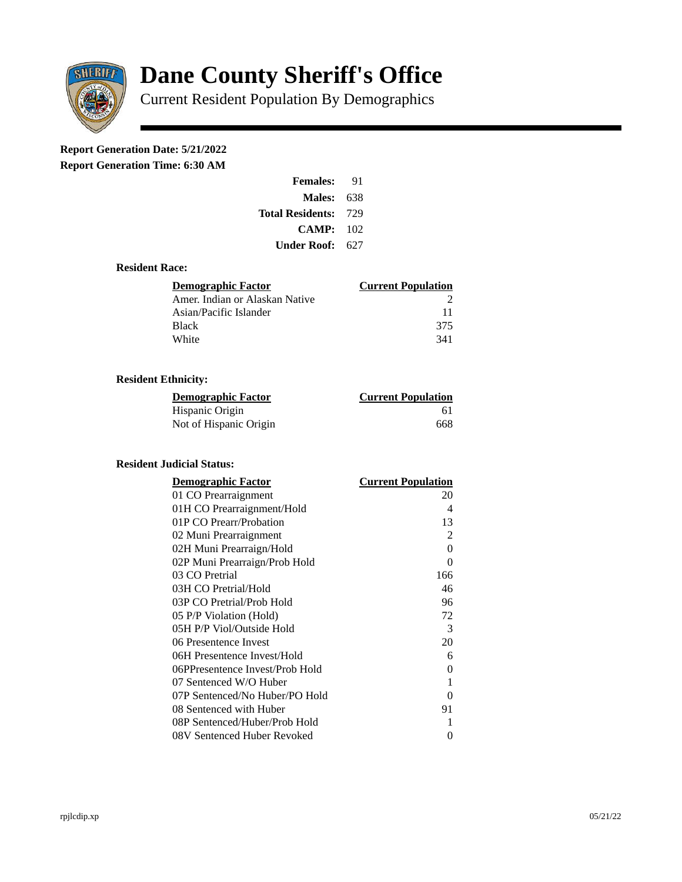# Dane County Sheriff's Office

Current Resident Population By Demographics

**Report Generation Date: 5/21/2022**

**Report Generation Time: 6:30 AM**

| | |
|---|---|
| **Females:** | 91 |
| **Males:** | 638 |
| **Total Residents:** | 729 |
| **CAMP:** | 102 |
| **Under Roof:** | 627 |

### Resident Race:

| Demographic Factor | Current Population |
|---|---|
| Amer. Indian or Alaskan Native | 2 |
| Asian/Pacific Islander | 11 |
| Black | 375 |
| White | 341 |

### Resident Ethnicity:

| Demographic Factor | Current Population |
|---|---|
| Hispanic Origin | 61 |
| Not of Hispanic Origin | 668 |

### Resident Judicial Status:

| Demographic Factor | Current Population |
|---|---|
| 01 CO Prearraignment | 20 |
| 01H CO Prearraignment/Hold | 4 |
| 01P CO Prearr/Probation | 13 |
| 02 Muni Prearraignment | 2 |
| 02H Muni Prearraign/Hold | 0 |
| 02P Muni Prearraign/Prob Hold | 0 |
| 03 CO Pretrial | 166 |
| 03H CO Pretrial/Hold | 46 |
| 03P CO Pretrial/Prob Hold | 96 |
| 05 P/P Violation (Hold) | 72 |
| 05H P/P Viol/Outside Hold | 3 |
| 06 Presentence Invest | 20 |
| 06H Presentence Invest/Hold | 6 |
| 06PPresentence Invest/Prob Hold | 0 |
| 07 Sentenced W/O Huber | 1 |
| 07P Sentenced/No Huber/PO Hold | 0 |
| 08 Sentenced with Huber | 91 |
| 08P Sentenced/Huber/Prob Hold | 1 |
| 08V Sentenced Huber Revoked | 0 |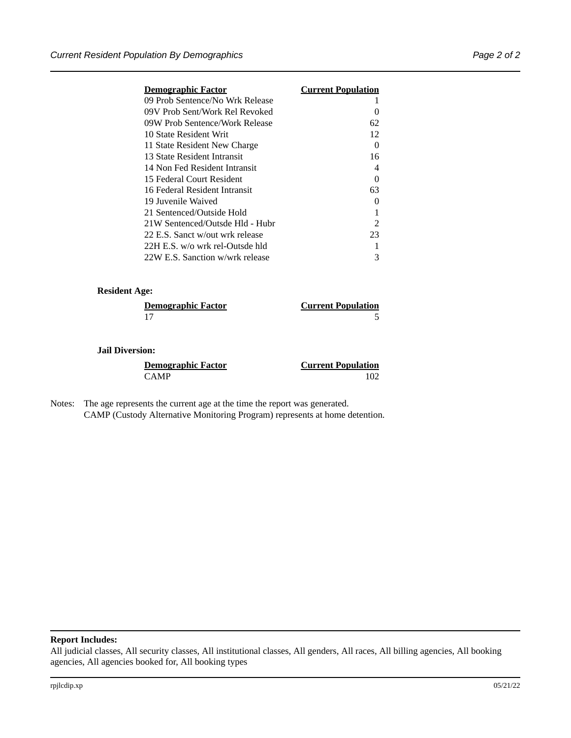| Demographic Factor | Current Population |
|---|---|
| 09 Prob Sentence/No Wrk Release | 1 |
| 09V Prob Sent/Work Rel Revoked | 0 |
| 09W Prob Sentence/Work Release | 62 |
| 10 State Resident Writ | 12 |
| 11 State Resident New Charge | 0 |
| 13 State Resident Intransit | 16 |
| 14 Non Fed Resident Intransit | 4 |
| 15 Federal Court Resident | 0 |
| 16 Federal Resident Intransit | 63 |
| 19 Juvenile Waived | 0 |
| 21 Sentenced/Outside Hold | 1 |
| 21W Sentenced/Outsde Hld - Hubr | 2 |
| 22 E.S. Sanct w/out wrk release | 23 |
| 22H E.S. w/o wrk rel-Outsde hld | 1 |
| 22W E.S. Sanction w/wrk release | 3 |

**Resident Age:**

| Demographic Factor | Current Population |
|---|---|
| 17 | 5 |

**Jail Diversion:**

| Demographic Factor | Current Population |
|---|---|
| CAMP | 102 |

Notes: The age represents the current age at the time the report was generated.
CAMP (Custody Alternative Monitoring Program) represents at home detention.

**Report Includes:**

All judicial classes, All security classes, All institutional classes, All genders, All races, All billing agencies, All booking agencies, All agencies booked for, All booking types

rpjlcdip.xp 05/21/22